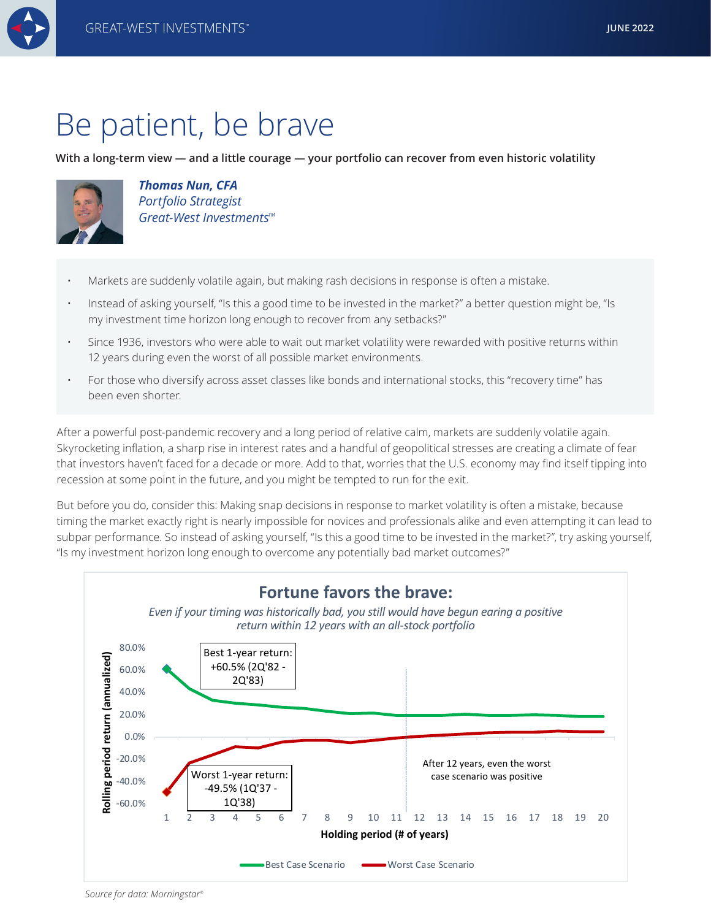# Be patient, be brave

**With a long-term view — and a little courage — your portfolio can recover from even historic volatility**

***Thomas Nun, CFA***
*Portfolio Strategist*
*Great-West Investments™*

- Markets are suddenly volatile again, but making rash decisions in response is often a mistake.
- Instead of asking yourself, "Is this a good time to be invested in the market?" a better question might be, "Is my investment time horizon long enough to recover from any setbacks?"
- Since 1936, investors who were able to wait out market volatility were rewarded with positive returns within 12 years during even the worst of all possible market environments.
- For those who diversify across asset classes like bonds and international stocks, this "recovery time" has been even shorter.

After a powerful post-pandemic recovery and a long period of relative calm, markets are suddenly volatile again. Skyrocketing inflation, a sharp rise in interest rates and a handful of geopolitical stresses are creating a climate of fear that investors haven't faced for a decade or more. Add to that, worries that the U.S. economy may find itself tipping into recession at some point in the future, and you might be tempted to run for the exit.

But before you do, consider this: Making snap decisions in response to market volatility is often a mistake, because timing the market exactly right is nearly impossible for novices and professionals alike and even attempting it can lead to subpar performance. So instead of asking yourself, "Is this a good time to be invested in the market?", try asking yourself, "Is my investment horizon long enough to overcome any potentially bad market outcomes?"

**Fortune favors the brave:**

*Even if your timing was historically bad, you still would have begun earing a positive return within 12 years with an all-stock portfolio*

Chart labels: Best 1-year return: +60.5% (2Q'82 - 2Q'83); Worst 1-year return: -49.5% (1Q'37 - 1Q'38); After 12 years, even the worst case scenario was positive. Y-axis: Rolling period return (annualized), -60.0% to 80.0%. X-axis: Holding period (# of years), 1 to 20. Legend: Best Case Scenario; Worst Case Scenario.

*Source for data: Morningstar®*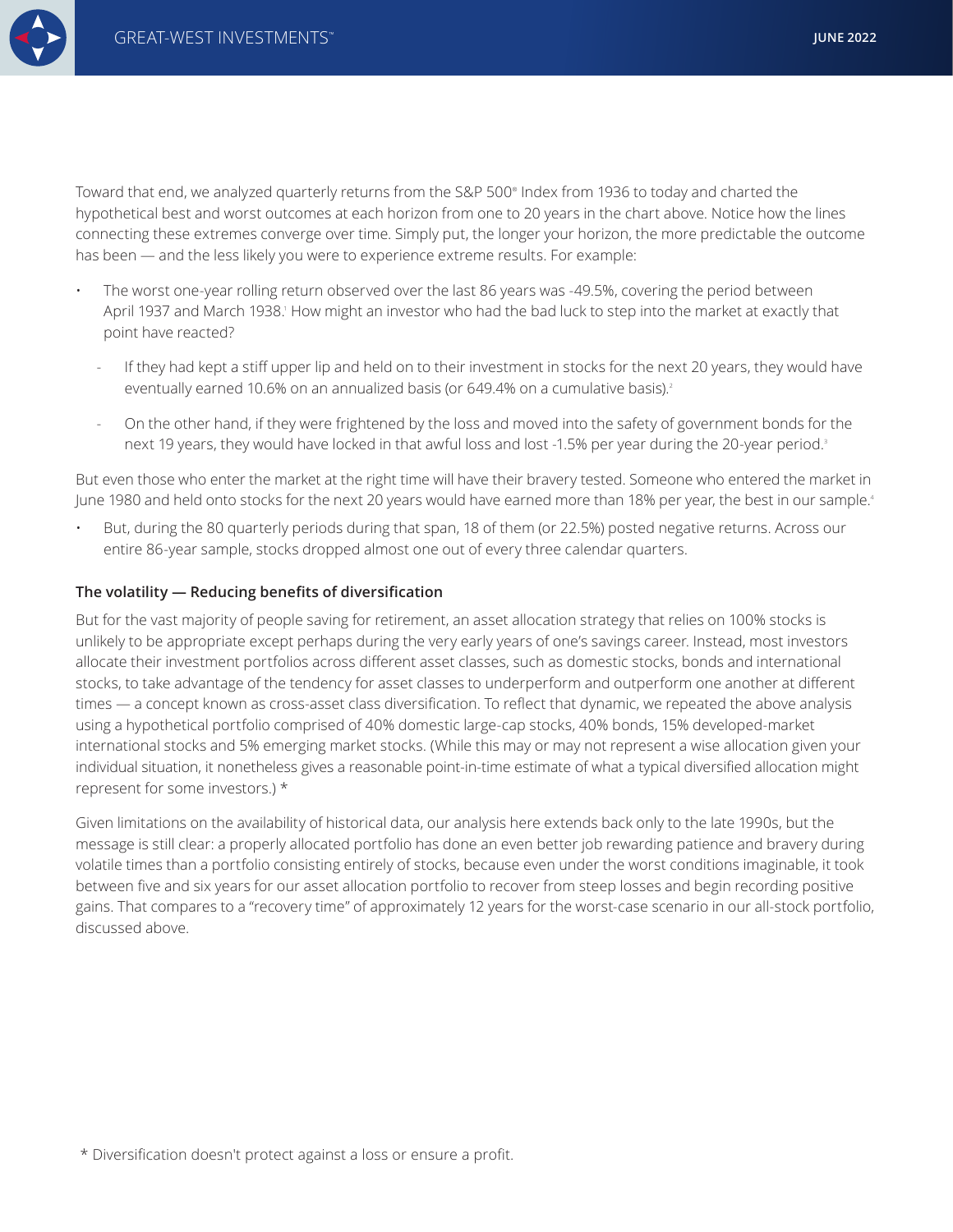Toward that end, we analyzed quarterly returns from the S&P 500® Index from 1936 to today and charted the hypothetical best and worst outcomes at each horizon from one to 20 years in the chart above. Notice how the lines connecting these extremes converge over time. Simply put, the longer your horizon, the more predictable the outcome has been — and the less likely you were to experience extreme results. For example:

- The worst one-year rolling return observed over the last 86 years was -49.5%, covering the period between April 1937 and March 1938.[1] How might an investor who had the bad luck to step into the market at exactly that point have reacted?
  - If they had kept a stiff upper lip and held on to their investment in stocks for the next 20 years, they would have eventually earned 10.6% on an annualized basis (or 649.4% on a cumulative basis).[2]
  - On the other hand, if they were frightened by the loss and moved into the safety of government bonds for the next 19 years, they would have locked in that awful loss and lost -1.5% per year during the 20-year period.[3]

But even those who enter the market at the right time will have their bravery tested. Someone who entered the market in June 1980 and held onto stocks for the next 20 years would have earned more than 18% per year, the best in our sample.[4]

- But, during the 80 quarterly periods during that span, 18 of them (or 22.5%) posted negative returns. Across our entire 86-year sample, stocks dropped almost one out of every three calendar quarters.

**The volatility — Reducing benefits of diversification**

But for the vast majority of people saving for retirement, an asset allocation strategy that relies on 100% stocks is unlikely to be appropriate except perhaps during the very early years of one's savings career. Instead, most investors allocate their investment portfolios across different asset classes, such as domestic stocks, bonds and international stocks, to take advantage of the tendency for asset classes to underperform and outperform one another at different times — a concept known as cross-asset class diversification. To reflect that dynamic, we repeated the above analysis using a hypothetical portfolio comprised of 40% domestic large-cap stocks, 40% bonds, 15% developed-market international stocks and 5% emerging market stocks. (While this may or may not represent a wise allocation given your individual situation, it nonetheless gives a reasonable point-in-time estimate of what a typical diversified allocation might represent for some investors.) *

Given limitations on the availability of historical data, our analysis here extends back only to the late 1990s, but the message is still clear: a properly allocated portfolio has done an even better job rewarding patience and bravery during volatile times than a portfolio consisting entirely of stocks, because even under the worst conditions imaginable, it took between five and six years for our asset allocation portfolio to recover from steep losses and begin recording positive gains. That compares to a "recovery time" of approximately 12 years for the worst-case scenario in our all-stock portfolio, discussed above.

* Diversification doesn't protect against a loss or ensure a profit.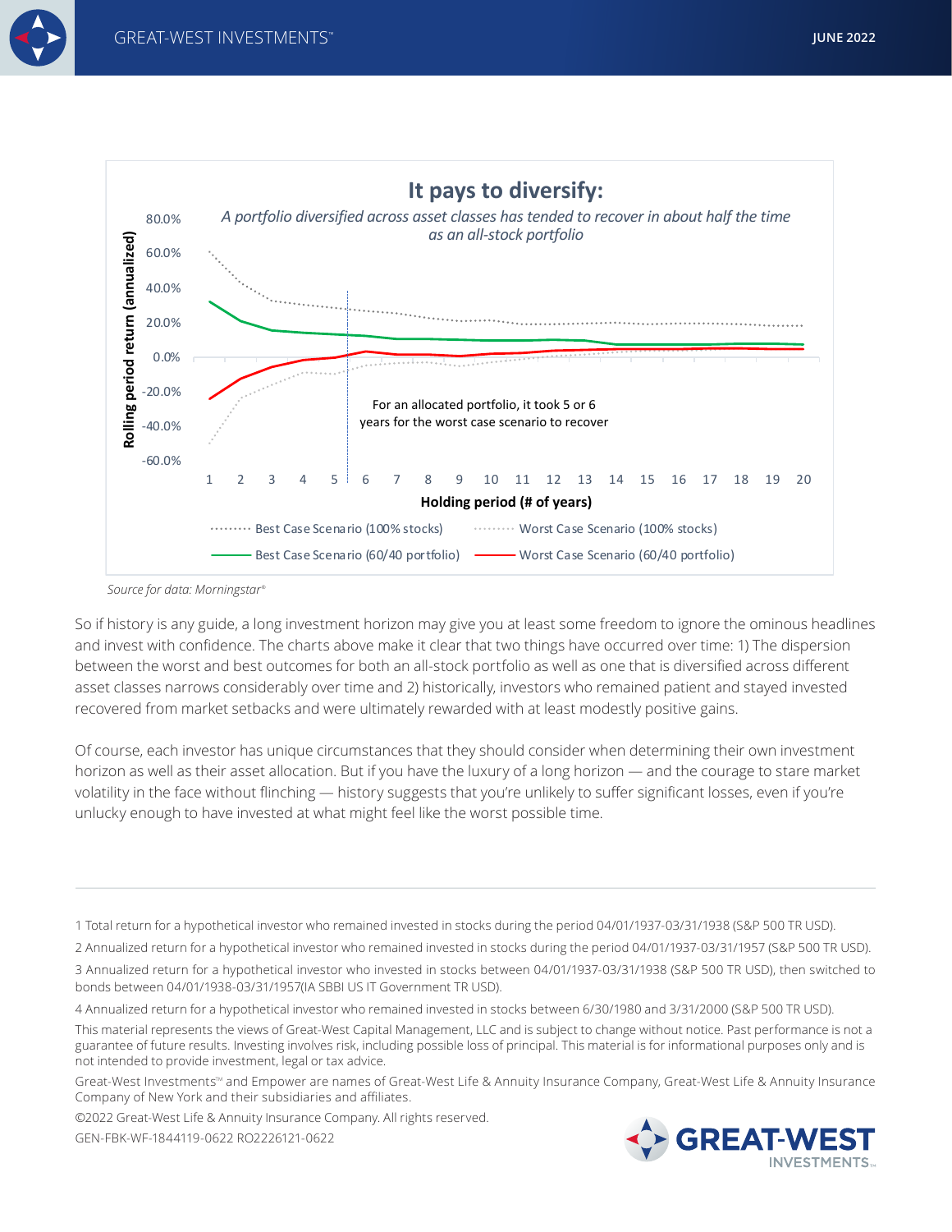It pays to diversify:

*A portfolio diversified across asset classes has tended to recover in about half the time as an all-stock portfolio*

Rolling period return (annualized)

80.0%
60.0%
40.0%
20.0%
0.0%
-20.0%
-40.0%
-60.0%

1 2 3 4 5 6 7 8 9 10 11 12 13 14 15 16 17 18 19 20

Holding period (# of years)

For an allocated portfolio, it took 5 or 6 years for the worst case scenario to recover

Best Case Scenario (100% stocks)
Worst Case Scenario (100% stocks)
Best Case Scenario (60/40 portfolio)
Worst Case Scenario (60/40 portfolio)

*Source for data: Morningstar®*

So if history is any guide, a long investment horizon may give you at least some freedom to ignore the ominous headlines and invest with confidence. The charts above make it clear that two things have occurred over time: 1) The dispersion between the worst and best outcomes for both an all-stock portfolio as well as one that is diversified across different asset classes narrows considerably over time and 2) historically, investors who remained patient and stayed invested recovered from market setbacks and were ultimately rewarded with at least modestly positive gains.

Of course, each investor has unique circumstances that they should consider when determining their own investment horizon as well as their asset allocation. But if you have the luxury of a long horizon — and the courage to stare market volatility in the face without flinching — history suggests that you're unlikely to suffer significant losses, even if you're unlucky enough to have invested at what might feel like the worst possible time.

---

1 Total return for a hypothetical investor who remained invested in stocks during the period 04/01/1937-03/31/1938 (S&P 500 TR USD).

2 Annualized return for a hypothetical investor who remained invested in stocks during the period 04/01/1937-03/31/1957 (S&P 500 TR USD).

3 Annualized return for a hypothetical investor who invested in stocks between 04/01/1937-03/31/1938 (S&P 500 TR USD), then switched to bonds between 04/01/1938-03/31/1957(IA SBBI US IT Government TR USD).

4 Annualized return for a hypothetical investor who remained invested in stocks between 6/30/1980 and 3/31/2000 (S&P 500 TR USD).

This material represents the views of Great-West Capital Management, LLC and is subject to change without notice. Past performance is not a guarantee of future results. Investing involves risk, including possible loss of principal. This material is for informational purposes only and is not intended to provide investment, legal or tax advice.

Great-West Investments™ and Empower are names of Great-West Life & Annuity Insurance Company, Great-West Life & Annuity Insurance Company of New York and their subsidiaries and affiliates.

©2022 Great-West Life & Annuity Insurance Company. All rights reserved.

GEN-FBK-WF-1844119-0622 RO2226121-0622